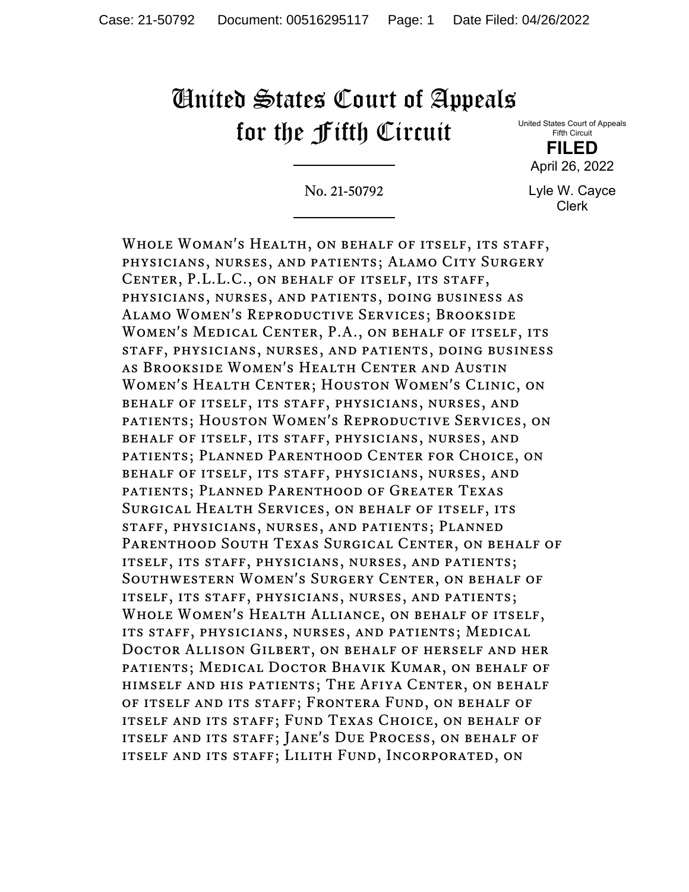# United States Court of Appeals for the Fifth Circuit

United States Court of Appeals
Fifth Circuit

**FILED**

April 26, 2022

Lyle W. Cayce
Clerk

No. 21-50792

Whole Woman's Health, on behalf of itself, its staff, physicians, nurses, and patients; Alamo City Surgery Center, P.L.L.C., on behalf of itself, its staff, physicians, nurses, and patients, doing business as Alamo Women's Reproductive Services; Brookside Women's Medical Center, P.A., on behalf of itself, its staff, physicians, nurses, and patients, doing business as Brookside Women's Health Center and Austin Women's Health Center; Houston Women's Clinic, on behalf of itself, its staff, physicians, nurses, and patients; Houston Women's Reproductive Services, on behalf of itself, its staff, physicians, nurses, and patients; Planned Parenthood Center for Choice, on behalf of itself, its staff, physicians, nurses, and patients; Planned Parenthood of Greater Texas Surgical Health Services, on behalf of itself, its staff, physicians, nurses, and patients; Planned Parenthood South Texas Surgical Center, on behalf of itself, its staff, physicians, nurses, and patients; Southwestern Women's Surgery Center, on behalf of itself, its staff, physicians, nurses, and patients; Whole Women's Health Alliance, on behalf of itself, its staff, physicians, nurses, and patients; Medical Doctor Allison Gilbert, on behalf of herself and her patients; Medical Doctor Bhavik Kumar, on behalf of himself and his patients; The Afiya Center, on behalf of itself and its staff; Frontera Fund, on behalf of itself and its staff; Fund Texas Choice, on behalf of itself and its staff; Jane's Due Process, on behalf of itself and its staff; Lilith Fund, Incorporated, on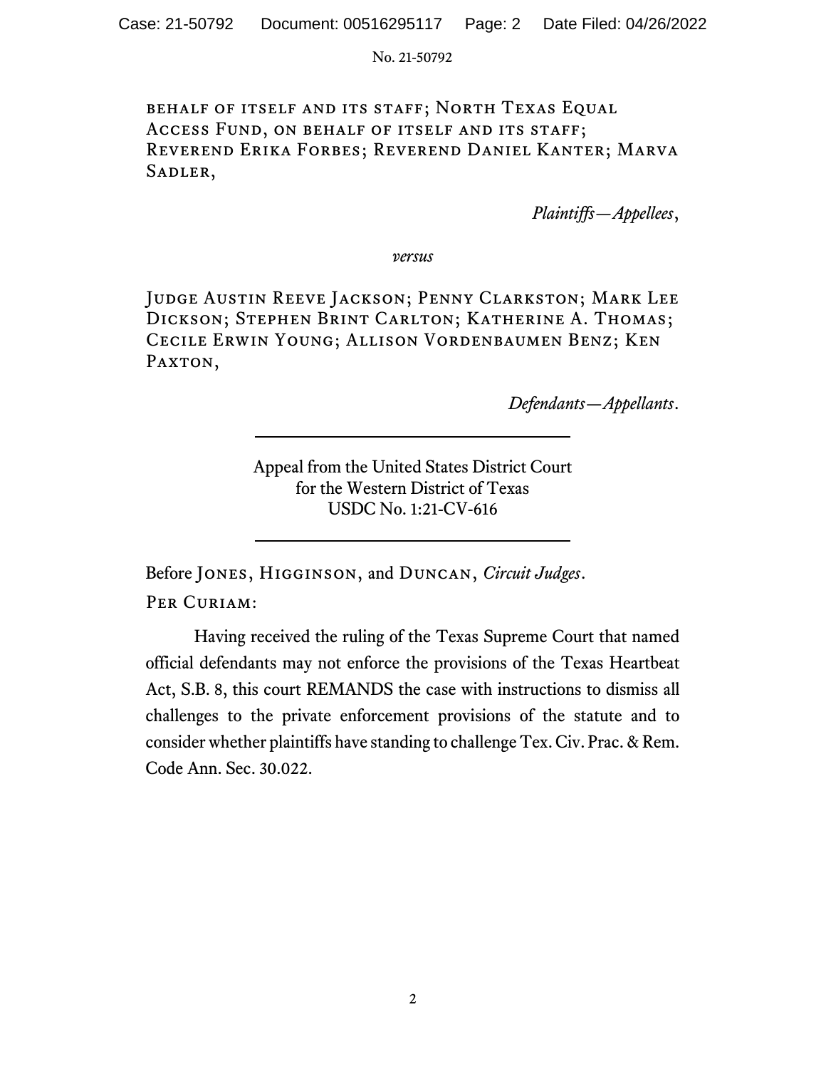behalf of itself and its staff; North Texas Equal Access Fund, on behalf of itself and its staff; Reverend Erika Forbes; Reverend Daniel Kanter; Marva Sadler,

*Plaintiffs—Appellees*,

*versus*

Judge Austin Reeve Jackson; Penny Clarkston; Mark Lee Dickson; Stephen Brint Carlton; Katherine A. Thomas; Cecile Erwin Young; Allison Vordenbaumen Benz; Ken Paxton,

*Defendants—Appellants*.

---

Appeal from the United States District Court
for the Western District of Texas
USDC No. 1:21-CV-616

---

Before Jones, Higginson, and Duncan, *Circuit Judges*.

Per Curiam:

Having received the ruling of the Texas Supreme Court that named official defendants may not enforce the provisions of the Texas Heartbeat Act, S.B. 8, this court REMANDS the case with instructions to dismiss all challenges to the private enforcement provisions of the statute and to consider whether plaintiffs have standing to challenge Tex. Civ. Prac. & Rem. Code Ann. Sec. 30.022.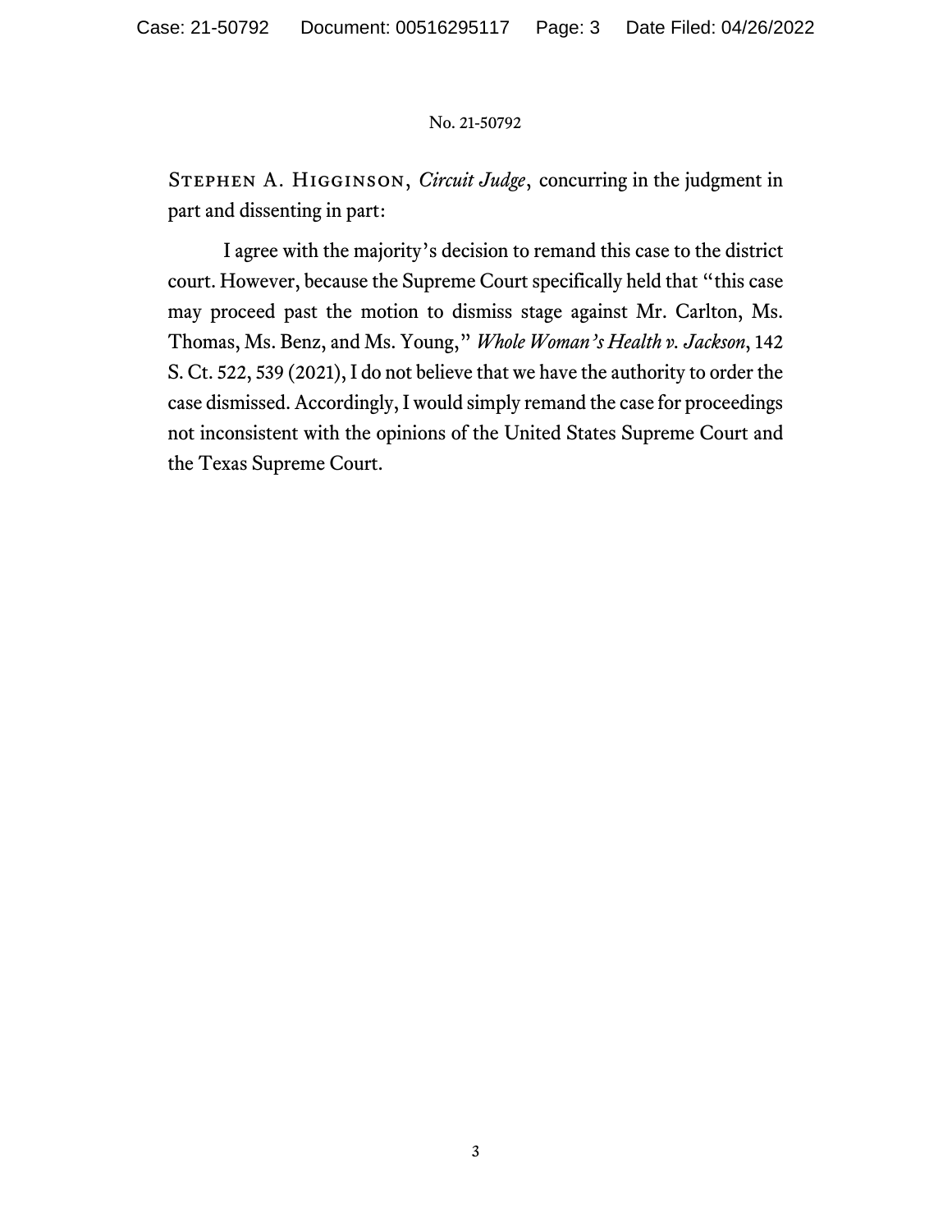No. 21-50792

Stephen A. Higginson, *Circuit Judge*, concurring in the judgment in part and dissenting in part:

I agree with the majority's decision to remand this case to the district court. However, because the Supreme Court specifically held that "this case may proceed past the motion to dismiss stage against Mr. Carlton, Ms. Thomas, Ms. Benz, and Ms. Young," *Whole Woman's Health v. Jackson*, 142 S. Ct. 522, 539 (2021), I do not believe that we have the authority to order the case dismissed. Accordingly, I would simply remand the case for proceedings not inconsistent with the opinions of the United States Supreme Court and the Texas Supreme Court.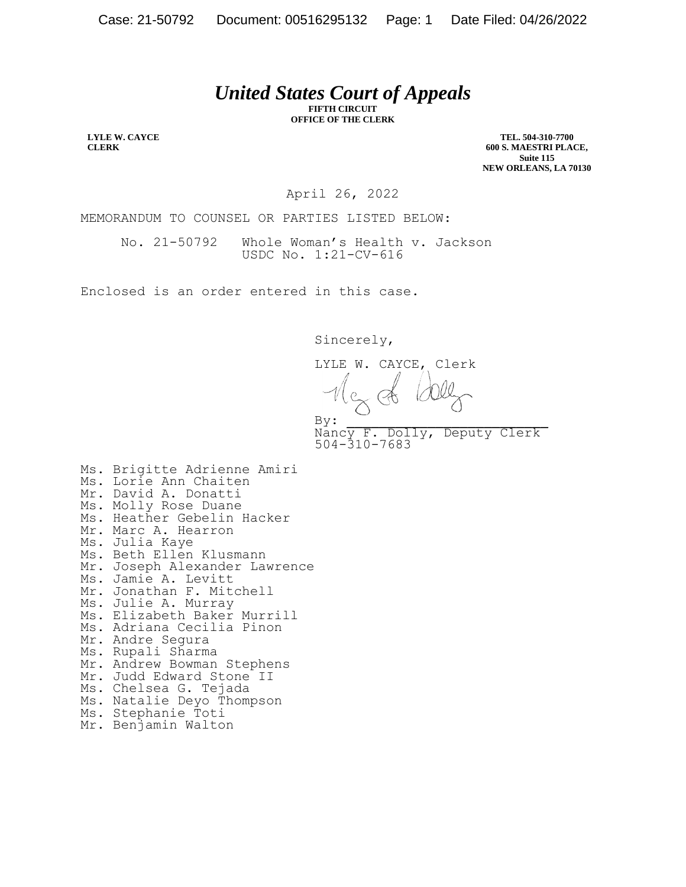# *United States Court of Appeals*

**FIFTH CIRCUIT**
**OFFICE OF THE CLERK**

**LYLE W. CAYCE**
**CLERK**

**TEL. 504-310-7700**
**600 S. MAESTRI PLACE,**
**Suite 115**
**NEW ORLEANS, LA 70130**

April 26, 2022

MEMORANDUM TO COUNSEL OR PARTIES LISTED BELOW:

No. 21-50792 Whole Woman's Health v. Jackson
USDC No. 1:21-CV-616

Enclosed is an order entered in this case.

Sincerely,

LYLE W. CAYCE, Clerk

By: Nancy F. Dolly, Deputy Clerk
504-310-7683

Ms. Brigitte Adrienne Amiri
Ms. Lorie Ann Chaiten
Mr. David A. Donatti
Ms. Molly Rose Duane
Ms. Heather Gebelin Hacker
Mr. Marc A. Hearron
Ms. Julia Kaye
Ms. Beth Ellen Klusmann
Mr. Joseph Alexander Lawrence
Ms. Jamie A. Levitt
Mr. Jonathan F. Mitchell
Ms. Julie A. Murray
Ms. Elizabeth Baker Murrill
Ms. Adriana Cecilia Pinon
Mr. Andre Segura
Ms. Rupali Sharma
Mr. Andrew Bowman Stephens
Mr. Judd Edward Stone II
Ms. Chelsea G. Tejada
Ms. Natalie Deyo Thompson
Ms. Stephanie Toti
Mr. Benjamin Walton